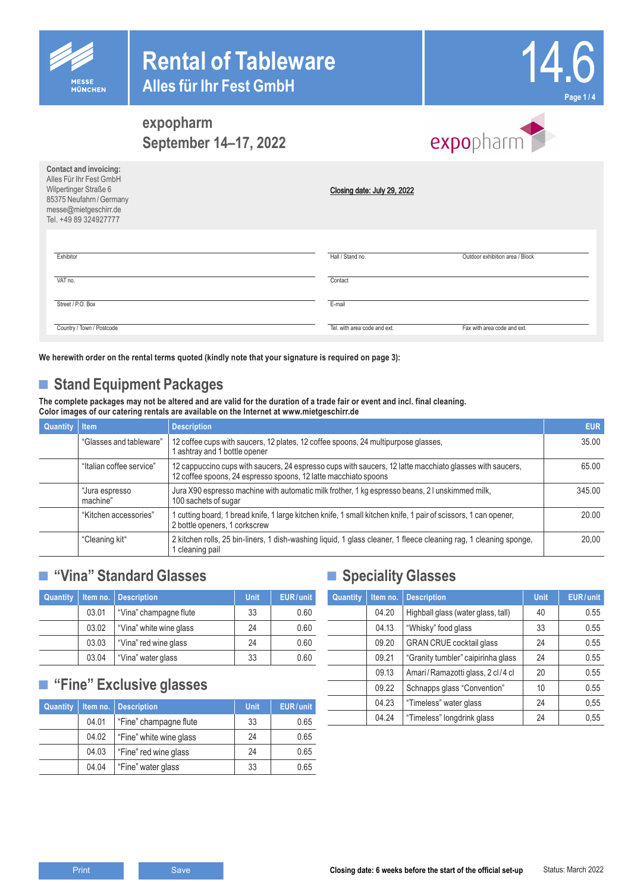# Rental of Tableware

## Alles für Ihr Fest GmbH

14.6

**expopharm**
**September 14–17, 2022**

**Contact and invoicing:**
Alles Für Ihr Fest GmbH
Wilpertinger Straße 6
85375 Neufahrn / Germany
messe@mietgeschirr.de
Tel. +49 89 324927777

**Closing date: July 29, 2022**

| | | |
|---|---|---|
| Exhibitor | Hall / Stand no. | Outdoor exhibition area / Block |
| VAT no. | Contact | |
| Street / P.O. Box | E-mail | |
| Country / Town / Postcode | Tel. with area code and ext. | Fax with area code and ext. |

**We herewith order on the rental terms quoted (kindly note that your signature is required on page 3):**

## Stand Equipment Packages

**The complete packages may not be altered and are valid for the duration of a trade fair or event and incl. final cleaning.**
**Color images of our catering rentals are available on the Internet at www.mietgeschirr.de**

| Quantity | Item | Description | EUR |
|---|---|---|---|
| | "Glasses and tableware" | 12 coffee cups with saucers, 12 plates, 12 coffee spoons, 24 multipurpose glasses, 1 ashtray and 1 bottle opener | 35.00 |
| | "Italian coffee service" | 12 cappuccino cups with saucers, 24 espresso cups with saucers, 12 latte macchiato glasses with saucers, 12 coffee spoons, 24 espresso spoons, 12 latte macchiato spoons | 65.00 |
| | "Jura espresso machine" | Jura X90 espresso machine with automatic milk frother, 1 kg espresso beans, 2 l unskimmed milk, 100 sachets of sugar | 345.00 |
| | "Kitchen accessories" | 1 cutting board, 1 bread knife, 1 large kitchen knife, 1 small kitchen knife, 1 pair of scissors, 1 can opener, 2 bottle openers, 1 corkscrew | 20.00 |
| | "Cleaning kit" | 2 kitchen rolls, 25 bin-liners, 1 dish-washing liquid, 1 glass cleaner, 1 fleece cleaning rag, 1 cleaning sponge, 1 cleaning pail | 20,00 |

## "Vina" Standard Glasses

| Quantity | Item no. | Description | Unit | EUR/unit |
|---|---|---|---|---|
| | 03.01 | "Vina" champagne flute | 33 | 0.60 |
| | 03.02 | "Vina" white wine glass | 24 | 0.60 |
| | 03.03 | "Vina" red wine glass | 24 | 0.60 |
| | 03.04 | "Vina" water glass | 33 | 0.60 |

## "Fine" Exclusive glasses

| Quantity | Item no. | Description | Unit | EUR/unit |
|---|---|---|---|---|
| | 04.01 | "Fine" champagne flute | 33 | 0.65 |
| | 04.02 | "Fine" white wine glass | 24 | 0.65 |
| | 04.03 | "Fine" red wine glass | 24 | 0.65 |
| | 04.04 | "Fine" water glass | 33 | 0.65 |

## Speciality Glasses

| Quantity | Item no. | Description | Unit | EUR/unit |
|---|---|---|---|---|
| | 04.20 | Highball glass (water glass, tall) | 40 | 0.55 |
| | 04.13 | "Whisky" food glass | 33 | 0.55 |
| | 09.20 | GRAN CRUE cocktail glass | 24 | 0.55 |
| | 09.21 | "Granity tumbler" caipirinha glass | 24 | 0.55 |
| | 09.13 | Amari / Ramazotti glass, 2 cl / 4 cl | 20 | 0.55 |
| | 09.22 | Schnapps glass "Convention" | 10 | 0.55 |
| | 04.23 | "Timeless" water glass | 24 | 0,55 |
| | 04.24 | "Timeless" longdrink glass | 24 | 0,55 |

**Closing date: 6 weeks before the start of the official set-up**

Status: March 2022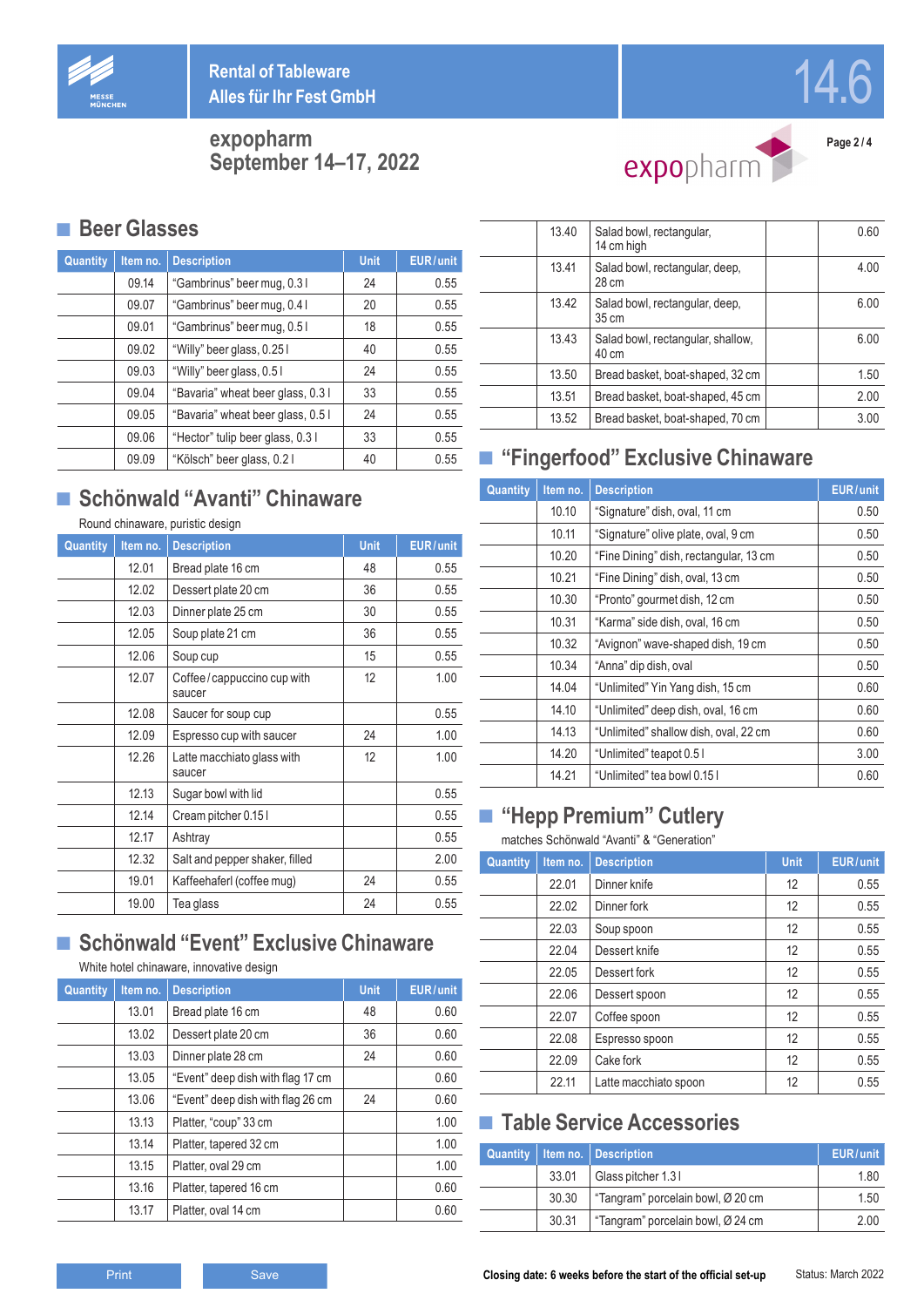Rental of Tableware
Alles für Ihr Fest GmbH

14.6

**expopharm**
**September 14–17, 2022**

## Beer Glasses

| Quantity | Item no. | Description | Unit | EUR/unit |
|---|---|---|---|---|
| | 09.14 | "Gambrinus" beer mug, 0.3 l | 24 | 0.55 |
| | 09.07 | "Gambrinus" beer mug, 0.4 l | 20 | 0.55 |
| | 09.01 | "Gambrinus" beer mug, 0.5 l | 18 | 0.55 |
| | 09.02 | "Willy" beer glass, 0.25 l | 40 | 0.55 |
| | 09.03 | "Willy" beer glass, 0.5 l | 24 | 0.55 |
| | 09.04 | "Bavaria" wheat beer glass, 0.3 l | 33 | 0.55 |
| | 09.05 | "Bavaria" wheat beer glass, 0.5 l | 24 | 0.55 |
| | 09.06 | "Hector" tulip beer glass, 0.3 l | 33 | 0.55 |
| | 09.09 | "Kölsch" beer glass, 0.2 l | 40 | 0.55 |

## Schönwald "Avanti" Chinaware

Round chinaware, puristic design

| Quantity | Item no. | Description | Unit | EUR/unit |
|---|---|---|---|---|
| | 12.01 | Bread plate 16 cm | 48 | 0.55 |
| | 12.02 | Dessert plate 20 cm | 36 | 0.55 |
| | 12.03 | Dinner plate 25 cm | 30 | 0.55 |
| | 12.05 | Soup plate 21 cm | 36 | 0.55 |
| | 12.06 | Soup cup | 15 | 0.55 |
| | 12.07 | Coffee/cappuccino cup with saucer | 12 | 1.00 |
| | 12.08 | Saucer for soup cup | | 0.55 |
| | 12.09 | Espresso cup with saucer | 24 | 1.00 |
| | 12.26 | Latte macchiato glass with saucer | 12 | 1.00 |
| | 12.13 | Sugar bowl with lid | | 0.55 |
| | 12.14 | Cream pitcher 0.15 l | | 0.55 |
| | 12.17 | Ashtray | | 0.55 |
| | 12.32 | Salt and pepper shaker, filled | | 2.00 |
| | 19.01 | Kaffeehaferl (coffee mug) | 24 | 0.55 |
| | 19.00 | Tea glass | 24 | 0.55 |

## Schönwald "Event" Exclusive Chinaware

White hotel chinaware, innovative design

| Quantity | Item no. | Description | Unit | EUR/unit |
|---|---|---|---|---|
| | 13.01 | Bread plate 16 cm | 48 | 0.60 |
| | 13.02 | Dessert plate 20 cm | 36 | 0.60 |
| | 13.03 | Dinner plate 28 cm | 24 | 0.60 |
| | 13.05 | "Event" deep dish with flag 17 cm | | 0.60 |
| | 13.06 | "Event" deep dish with flag 26 cm | 24 | 0.60 |
| | 13.13 | Platter, "coup" 33 cm | | 1.00 |
| | 13.14 | Platter, tapered 32 cm | | 1.00 |
| | 13.15 | Platter, oval 29 cm | | 1.00 |
| | 13.16 | Platter, tapered 16 cm | | 0.60 |
| | 13.17 | Platter, oval 14 cm | | 0.60 |
| | 13.40 | Salad bowl, rectangular, 14 cm high | | 0.60 |
| | 13.41 | Salad bowl, rectangular, deep, 28 cm | | 4.00 |
| | 13.42 | Salad bowl, rectangular, deep, 35 cm | | 6.00 |
| | 13.43 | Salad bowl, rectangular, shallow, 40 cm | | 6.00 |
| | 13.50 | Bread basket, boat-shaped, 32 cm | | 1.50 |
| | 13.51 | Bread basket, boat-shaped, 45 cm | | 2.00 |
| | 13.52 | Bread basket, boat-shaped, 70 cm | | 3.00 |

## "Fingerfood" Exclusive Chinaware

| Quantity | Item no. | Description | EUR/unit |
|---|---|---|---|
| | 10.10 | "Signature" dish, oval, 11 cm | 0.50 |
| | 10.11 | "Signature" olive plate, oval, 9 cm | 0.50 |
| | 10.20 | "Fine Dining" dish, rectangular, 13 cm | 0.50 |
| | 10.21 | "Fine Dining" dish, oval, 13 cm | 0.50 |
| | 10.30 | "Pronto" gourmet dish, 12 cm | 0.50 |
| | 10.31 | "Karma" side dish, oval, 16 cm | 0.50 |
| | 10.32 | "Avignon" wave-shaped dish, 19 cm | 0.50 |
| | 10.34 | "Anna" dip dish, oval | 0.50 |
| | 14.04 | "Unlimited" Yin Yang dish, 15 cm | 0.60 |
| | 14.10 | "Unlimited" deep dish, oval, 16 cm | 0.60 |
| | 14.13 | "Unlimited" shallow dish, oval, 22 cm | 0.60 |
| | 14.20 | "Unlimited" teapot 0.5 l | 3.00 |
| | 14.21 | "Unlimited" tea bowl 0.15 l | 0.60 |

## "Hepp Premium" Cutlery

matches Schönwald "Avanti" & "Generation"

| Quantity | Item no. | Description | Unit | EUR/unit |
|---|---|---|---|---|
| | 22.01 | Dinner knife | 12 | 0.55 |
| | 22.02 | Dinner fork | 12 | 0.55 |
| | 22.03 | Soup spoon | 12 | 0.55 |
| | 22.04 | Dessert knife | 12 | 0.55 |
| | 22.05 | Dessert fork | 12 | 0.55 |
| | 22.06 | Dessert spoon | 12 | 0.55 |
| | 22.07 | Coffee spoon | 12 | 0.55 |
| | 22.08 | Espresso spoon | 12 | 0.55 |
| | 22.09 | Cake fork | 12 | 0.55 |
| | 22.11 | Latte macchiato spoon | 12 | 0.55 |

## Table Service Accessories

| Quantity | Item no. | Description | EUR/unit |
|---|---|---|---|
| | 33.01 | Glass pitcher 1.3 l | 1.80 |
| | 30.30 | "Tangram" porcelain bowl, Ø 20 cm | 1.50 |
| | 30.31 | "Tangram" porcelain bowl, Ø 24 cm | 2.00 |

**Closing date: 6 weeks before the start of the official set-up**

Status: March 2022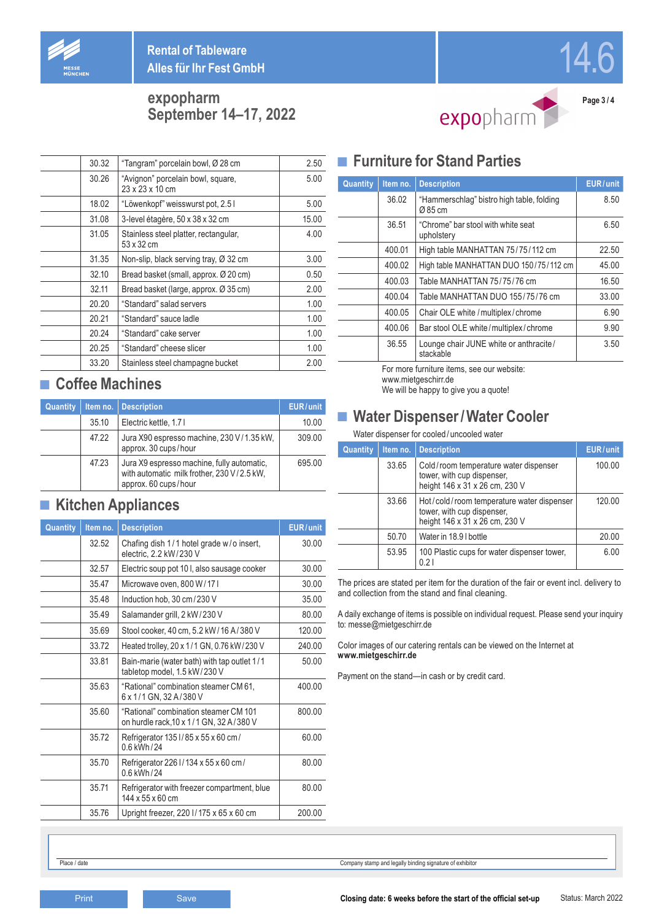# Rental of Tableware
## Alles für Ihr Fest GmbH

**expopharm**
**September 14–17, 2022**

| Quantity | Item no. | Description | EUR/unit |
|---|---|---|---|
| | 30.32 | "Tangram" porcelain bowl, Ø 28 cm | 2.50 |
| | 30.26 | "Avignon" porcelain bowl, square, 23 x 23 x 10 cm | 5.00 |
| | 18.02 | "Löwenkopf" weisswurst pot, 2.5 l | 5.00 |
| | 31.08 | 3-level étagère, 50 x 38 x 32 cm | 15.00 |
| | 31.05 | Stainless steel platter, rectangular, 53 x 32 cm | 4.00 |
| | 31.35 | Non-slip, black serving tray, Ø 32 cm | 3.00 |
| | 32.10 | Bread basket (small, approx. Ø 20 cm) | 0.50 |
| | 32.11 | Bread basket (large, approx. Ø 35 cm) | 2.00 |
| | 20.20 | "Standard" salad servers | 1.00 |
| | 20.21 | "Standard" sauce ladle | 1.00 |
| | 20.24 | "Standard" cake server | 1.00 |
| | 20.25 | "Standard" cheese slicer | 1.00 |
| | 33.20 | Stainless steel champagne bucket | 2.00 |

## Coffee Machines

| Quantity | Item no. | Description | EUR/unit |
|---|---|---|---|
| | 35.10 | Electric kettle, 1.7 l | 10.00 |
| | 47.22 | Jura X90 espresso machine, 230 V/1.35 kW, approx. 30 cups/hour | 309.00 |
| | 47.23 | Jura X9 espresso machine, fully automatic, with automatic milk frother, 230 V/2.5 kW, approx. 60 cups/hour | 695.00 |

## Kitchen Appliances

| Quantity | Item no. | Description | EUR/unit |
|---|---|---|---|
| | 32.52 | Chafing dish 1/1 hotel grade w/o insert, electric, 2.2 kW/230 V | 30.00 |
| | 32.57 | Electric soup pot 10 l, also sausage cooker | 30.00 |
| | 35.47 | Microwave oven, 800 W/17 l | 30.00 |
| | 35.48 | Induction hob, 30 cm/230 V | 35.00 |
| | 35.49 | Salamander grill, 2 kW/230 V | 80.00 |
| | 35.69 | Stool cooker, 40 cm, 5.2 kW/16 A/380 V | 120.00 |
| | 33.72 | Heated trolley, 20 x 1/1 GN, 0.76 kW/230 V | 240.00 |
| | 33.81 | Bain-marie (water bath) with tap outlet 1/1 tabletop model, 1.5 kW/230 V | 50.00 |
| | 35.63 | "Rational" combination steamer CM 61, 6 x 1/1 GN, 32 A/380 V | 400.00 |
| | 35.60 | "Rational" combination steamer CM 101 on hurdle rack,10 x 1/1 GN, 32 A/380 V | 800.00 |
| | 35.72 | Refrigerator 135 l/85 x 55 x 60 cm/ 0.6 kWh/24 | 60.00 |
| | 35.70 | Refrigerator 226 l/134 x 55 x 60 cm/ 0.6 kWh/24 | 80.00 |
| | 35.71 | Refrigerator with freezer compartment, blue 144 x 55 x 60 cm | 80.00 |
| | 35.76 | Upright freezer, 220 l/175 x 65 x 60 cm | 200.00 |

## Furniture for Stand Parties

| Quantity | Item no. | Description | EUR/unit |
|---|---|---|---|
| | 36.02 | "Hammerschlag" bistro high table, folding Ø 85 cm | 8.50 |
| | 36.51 | "Chrome" bar stool with white seat upholstery | 6.50 |
| | 400.01 | High table MANHATTAN 75/75/112 cm | 22.50 |
| | 400.02 | High table MANHATTAN DUO 150/75/112 cm | 45.00 |
| | 400.03 | Table MANHATTAN 75/75/76 cm | 16.50 |
| | 400.04 | Table MANHATTAN DUO 155/75/76 cm | 33.00 |
| | 400.05 | Chair OLE white/multiplex/chrome | 6.90 |
| | 400.06 | Bar stool OLE white/multiplex/chrome | 9.90 |
| | 36.55 | Lounge chair JUNE white or anthracite/ stackable | 3.50 |

For more furniture items, see our website:
www.mietgeschirr.de
We will be happy to give you a quote!

## Water Dispenser/Water Cooler

Water dispenser for cooled/uncooled water

| Quantity | Item no. | Description | EUR/unit |
|---|---|---|---|
| | 33.65 | Cold/room temperature water dispenser tower, with cup dispenser, height 146 x 31 x 26 cm, 230 V | 100.00 |
| | 33.66 | Hot/cold/room temperature water dispenser tower, with cup dispenser, height 146 x 31 x 26 cm, 230 V | 120.00 |
| | 50.70 | Water in 18.9 l bottle | 20.00 |
| | 53.95 | 100 Plastic cups for water dispenser tower, 0.2 l | 6.00 |

The prices are stated per item for the duration of the fair or event incl. delivery to and collection from the stand and final cleaning.

A daily exchange of items is possible on individual request. Please send your inquiry to: messe@mietgeschirr.de

Color images of our catering rentals can be viewed on the Internet at **www.mietgeschirr.de**

Payment on the stand—in cash or by credit card.

Place / date

Company stamp and legally binding signature of exhibitor

Print Save

**Closing date: 6 weeks before the start of the official set-up**

Status: March 2022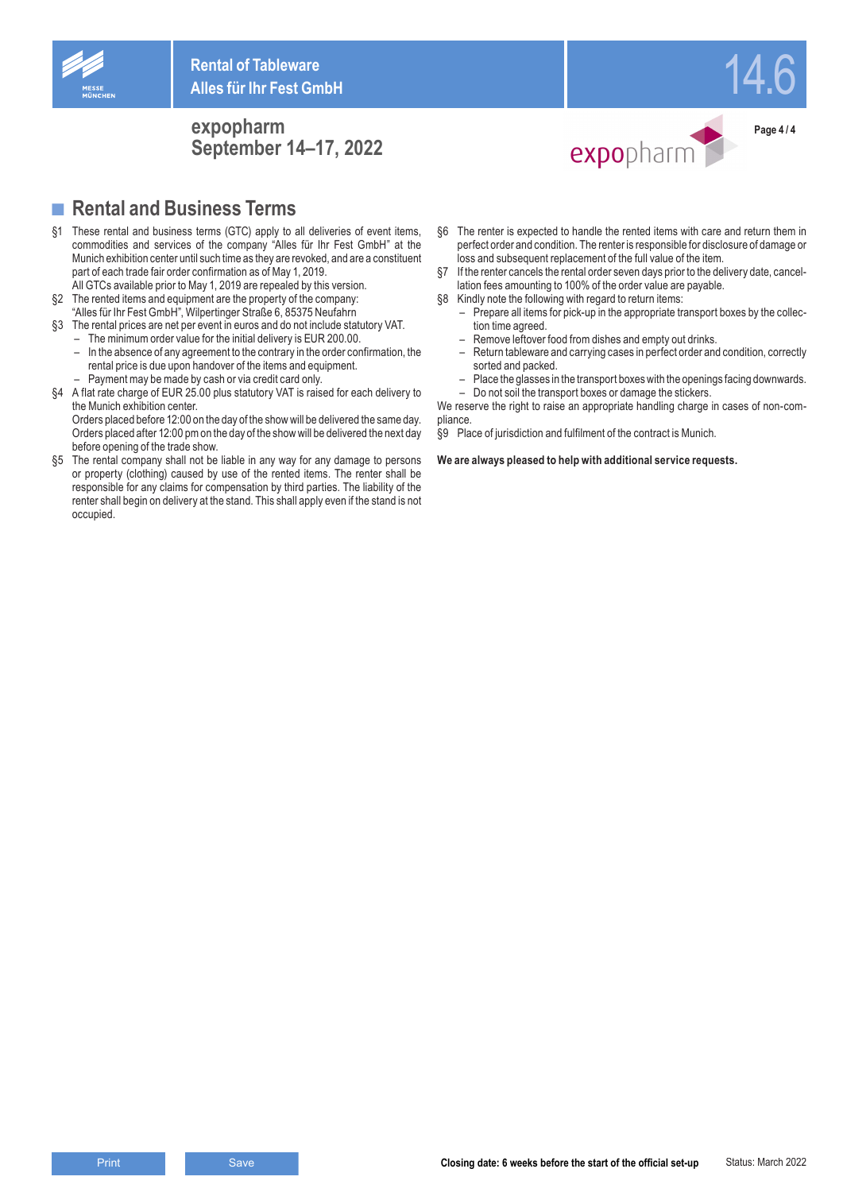## Rental and Business Terms

§1 These rental and business terms (GTC) apply to all deliveries of event items, commodities and services of the company "Alles für Ihr Fest GmbH" at the Munich exhibition center until such time as they are revoked, and are a constituent part of each trade fair order confirmation as of May 1, 2019.
All GTCs available prior to May 1, 2019 are repealed by this version.

§2 The rented items and equipment are the property of the company:
"Alles für Ihr Fest GmbH", Wilpertinger Straße 6, 85375 Neufahrn

§3 The rental prices are net per event in euros and do not include statutory VAT.
- The minimum order value for the initial delivery is EUR 200.00.
- In the absence of any agreement to the contrary in the order confirmation, the rental price is due upon handover of the items and equipment.
- Payment may be made by cash or via credit card only.

§4 A flat rate charge of EUR 25.00 plus statutory VAT is raised for each delivery to the Munich exhibition center.
Orders placed before 12:00 on the day of the show will be delivered the same day. Orders placed after 12:00 pm on the day of the show will be delivered the next day before opening of the trade show.

§5 The rental company shall not be liable in any way for any damage to persons or property (clothing) caused by use of the rented items. The renter shall be responsible for any claims for compensation by third parties. The liability of the renter shall begin on delivery at the stand. This shall apply even if the stand is not occupied.

§6 The renter is expected to handle the rented items with care and return them in perfect order and condition. The renter is responsible for disclosure of damage or loss and subsequent replacement of the full value of the item.

§7 If the renter cancels the rental order seven days prior to the delivery date, cancellation fees amounting to 100% of the order value are payable.

§8 Kindly note the following with regard to return items:
- Prepare all items for pick-up in the appropriate transport boxes by the collection time agreed.
- Remove leftover food from dishes and empty out drinks.
- Return tableware and carrying cases in perfect order and condition, correctly sorted and packed.
- Place the glasses in the transport boxes with the openings facing downwards.
- Do not soil the transport boxes or damage the stickers.

We reserve the right to raise an appropriate handling charge in cases of non-compliance.

§9 Place of jurisdiction and fulfilment of the contract is Munich.

**We are always pleased to help with additional service requests.**

**Closing date: 6 weeks before the start of the official set-up**